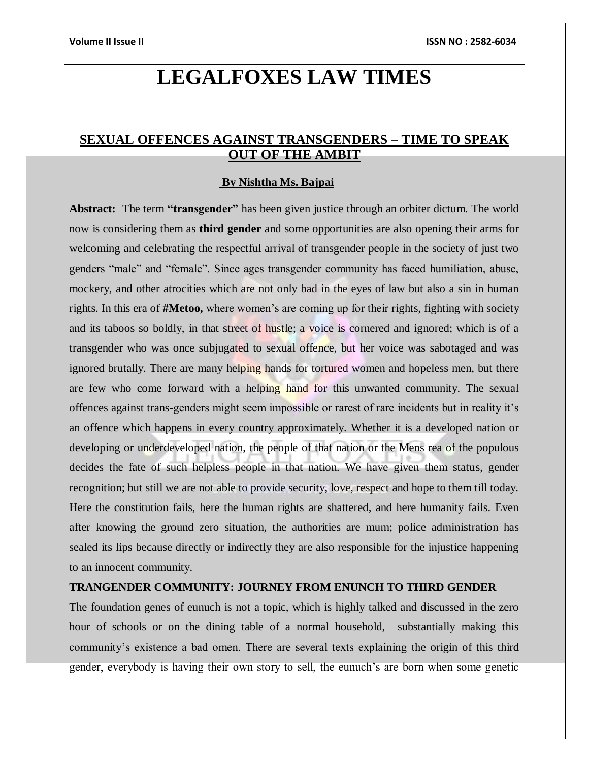# LEGALFOXES LAW TIMES

## SEXUAL OFFENCES AGAINST TRANSGENDERS – TIME TO SPEAK OUT OF THE AMBIT

**By Nishtha Ms. Bajpai**

**Abstract:** The term **"transgender"** has been given justice through an orbiter dictum. The world now is considering them as **third gender** and some opportunities are also opening their arms for welcoming and celebrating the respectful arrival of transgender people in the society of just two genders "male" and "female". Since ages transgender community has faced humiliation, abuse, mockery, and other atrocities which are not only bad in the eyes of law but also a sin in human rights. In this era of **#Metoo,** where women's are coming up for their rights, fighting with society and its taboos so boldly, in that street of hustle; a voice is cornered and ignored; which is of a transgender who was once subjugated to sexual offence, but her voice was sabotaged and was ignored brutally. There are many helping hands for tortured women and hopeless men, but there are few who come forward with a helping hand for this unwanted community. The sexual offences against trans-genders might seem impossible or rarest of rare incidents but in reality it's an offence which happens in every country approximately. Whether it is a developed nation or developing or underdeveloped nation, the people of that nation or the Mens rea of the populous decides the fate of such helpless people in that nation. We have given them status, gender recognition; but still we are not able to provide security, love, respect and hope to them till today. Here the constitution fails, here the human rights are shattered, and here humanity fails. Even after knowing the ground zero situation, the authorities are mum; police administration has sealed its lips because directly or indirectly they are also responsible for the injustice happening to an innocent community.

**TRANGENDER COMMUNITY: JOURNEY FROM ENUNCH TO THIRD GENDER**

The foundation genes of eunuch is not a topic, which is highly talked and discussed in the zero hour of schools or on the dining table of a normal household, substantially making this community's existence a bad omen. There are several texts explaining the origin of this third gender, everybody is having their own story to sell, the eunuch's are born when some genetic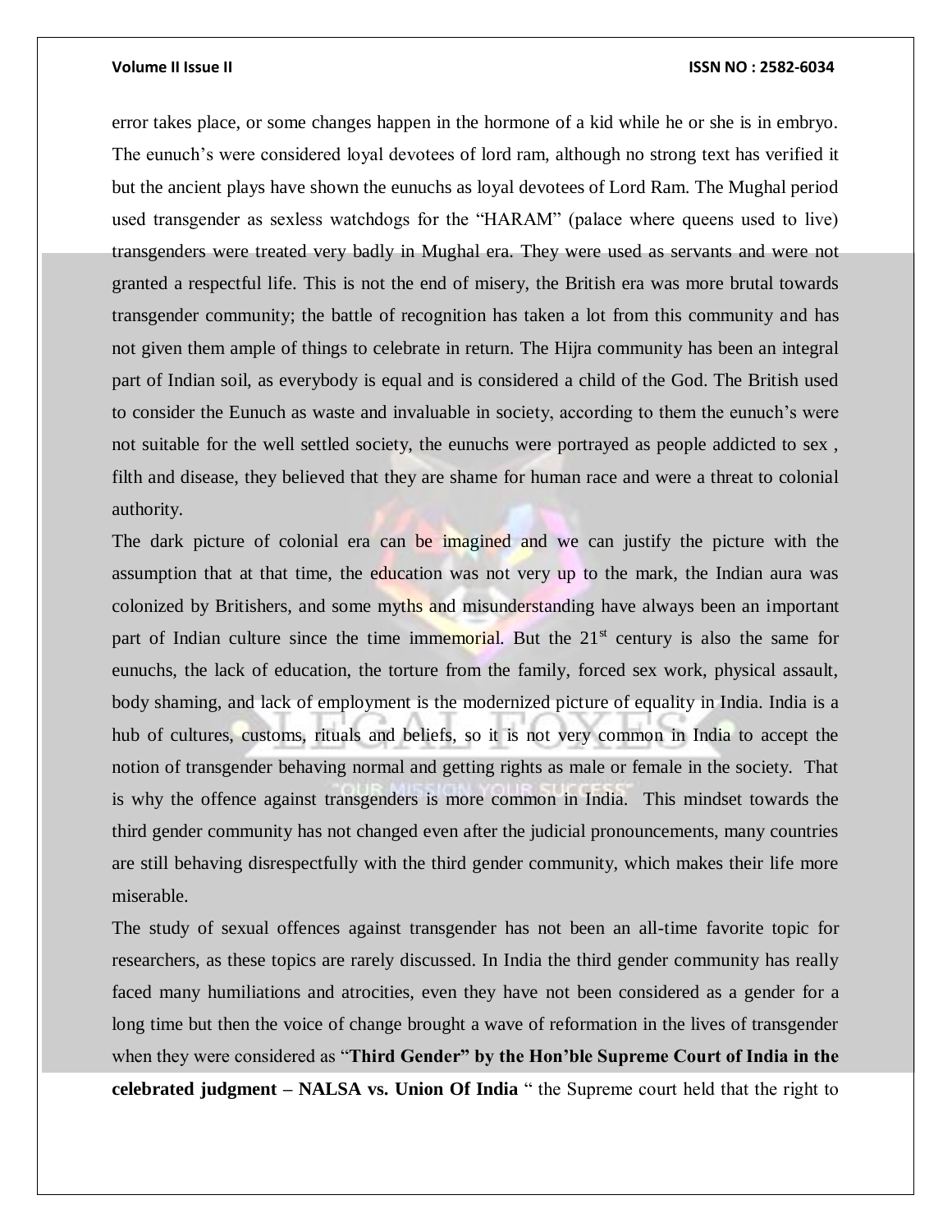error takes place, or some changes happen in the hormone of a kid while he or she is in embryo. The eunuch's were considered loyal devotees of lord ram, although no strong text has verified it but the ancient plays have shown the eunuchs as loyal devotees of Lord Ram. The Mughal period used transgender as sexless watchdogs for the "HARAM" (palace where queens used to live) transgenders were treated very badly in Mughal era. They were used as servants and were not granted a respectful life. This is not the end of misery, the British era was more brutal towards transgender community; the battle of recognition has taken a lot from this community and has not given them ample of things to celebrate in return. The Hijra community has been an integral part of Indian soil, as everybody is equal and is considered a child of the God. The British used to consider the Eunuch as waste and invaluable in society, according to them the eunuch's were not suitable for the well settled society, the eunuchs were portrayed as people addicted to sex , filth and disease, they believed that they are shame for human race and were a threat to colonial authority.

The dark picture of colonial era can be imagined and we can justify the picture with the assumption that at that time, the education was not very up to the mark, the Indian aura was colonized by Britishers, and some myths and misunderstanding have always been an important part of Indian culture since the time immemorial. But the 21st century is also the same for eunuchs, the lack of education, the torture from the family, forced sex work, physical assault, body shaming, and lack of employment is the modernized picture of equality in India. India is a hub of cultures, customs, rituals and beliefs, so it is not very common in India to accept the notion of transgender behaving normal and getting rights as male or female in the society. That is why the offence against transgenders is more common in India. This mindset towards the third gender community has not changed even after the judicial pronouncements, many countries are still behaving disrespectfully with the third gender community, which makes their life more miserable.

The study of sexual offences against transgender has not been an all-time favorite topic for researchers, as these topics are rarely discussed. In India the third gender community has really faced many humiliations and atrocities, even they have not been considered as a gender for a long time but then the voice of change brought a wave of reformation in the lives of transgender when they were considered as "**Third Gender" by the Hon'ble Supreme Court of India in the celebrated judgment – NALSA vs. Union Of India** " the Supreme court held that the right to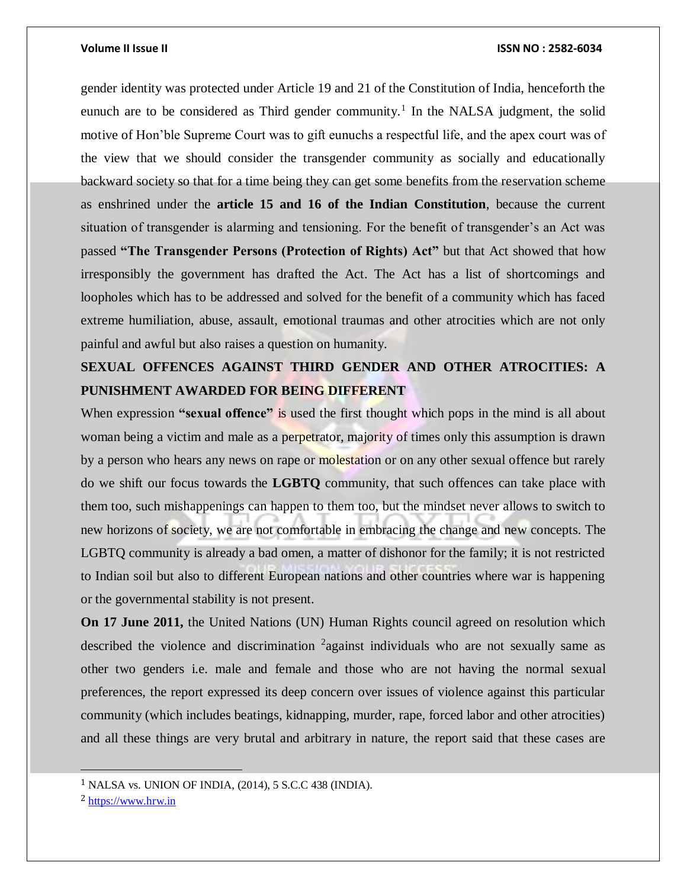gender identity was protected under Article 19 and 21 of the Constitution of India, henceforth the eunuch are to be considered as Third gender community.[1] In the NALSA judgment, the solid motive of Hon'ble Supreme Court was to gift eunuchs a respectful life, and the apex court was of the view that we should consider the transgender community as socially and educationally backward society so that for a time being they can get some benefits from the reservation scheme as enshrined under the **article 15 and 16 of the Indian Constitution**, because the current situation of transgender is alarming and tensioning. For the benefit of transgender's an Act was passed **"The Transgender Persons (Protection of Rights) Act"** but that Act showed that how irresponsibly the government has drafted the Act. The Act has a list of shortcomings and loopholes which has to be addressed and solved for the benefit of a community which has faced extreme humiliation, abuse, assault, emotional traumas and other atrocities which are not only painful and awful but also raises a question on humanity.

## SEXUAL OFFENCES AGAINST THIRD GENDER AND OTHER ATROCITIES: A PUNISHMENT AWARDED FOR BEING DIFFERENT

When expression **"sexual offence"** is used the first thought which pops in the mind is all about woman being a victim and male as a perpetrator, majority of times only this assumption is drawn by a person who hears any news on rape or molestation or on any other sexual offence but rarely do we shift our focus towards the **LGBTQ** community, that such offences can take place with them too, such mishappenings can happen to them too, but the mindset never allows to switch to new horizons of society, we are not comfortable in embracing the change and new concepts. The LGBTQ community is already a bad omen, a matter of dishonor for the family; it is not restricted to Indian soil but also to different European nations and other countries where war is happening or the governmental stability is not present.

**On 17 June 2011,** the United Nations (UN) Human Rights council agreed on resolution which described the violence and discrimination [2]against individuals who are not sexually same as other two genders i.e. male and female and those who are not having the normal sexual preferences, the report expressed its deep concern over issues of violence against this particular community (which includes beatings, kidnapping, murder, rape, forced labor and other atrocities) and all these things are very brutal and arbitrary in nature, the report said that these cases are

---

[1] NALSA vs. UNION OF INDIA, (2014), 5 S.C.C 438 (INDIA).

[2] https://www.hrw.in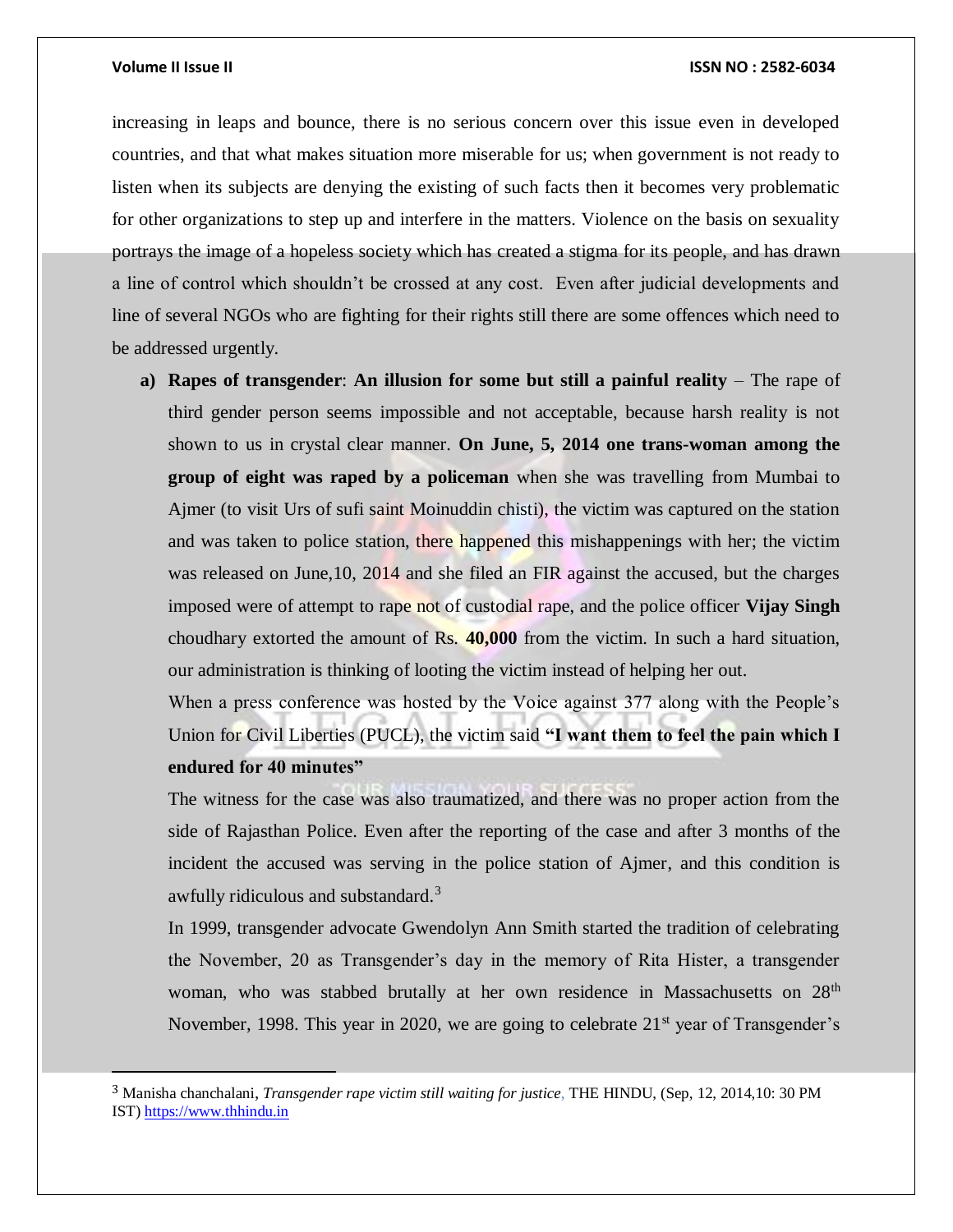increasing in leaps and bounce, there is no serious concern over this issue even in developed countries, and that what makes situation more miserable for us; when government is not ready to listen when its subjects are denying the existing of such facts then it becomes very problematic for other organizations to step up and interfere in the matters. Violence on the basis on sexuality portrays the image of a hopeless society which has created a stigma for its people, and has drawn a line of control which shouldn't be crossed at any cost. Even after judicial developments and line of several NGOs who are fighting for their rights still there are some offences which need to be addressed urgently.

a) **Rapes of transgender**: **An illusion for some but still a painful reality** – The rape of third gender person seems impossible and not acceptable, because harsh reality is not shown to us in crystal clear manner. **On June, 5, 2014 one trans-woman among the group of eight was raped by a policeman** when she was travelling from Mumbai to Ajmer (to visit Urs of sufi saint Moinuddin chisti), the victim was captured on the station and was taken to police station, there happened this mishappenings with her; the victim was released on June,10, 2014 and she filed an FIR against the accused, but the charges imposed were of attempt to rape not of custodial rape, and the police officer **Vijay Singh** choudhary extorted the amount of Rs. **40,000** from the victim. In such a hard situation, our administration is thinking of looting the victim instead of helping her out.

   When a press conference was hosted by the Voice against 377 along with the People's Union for Civil Liberties (PUCL), the victim said **"I want them to feel the pain which I endured for 40 minutes"**

   The witness for the case was also traumatized, and there was no proper action from the side of Rajasthan Police. Even after the reporting of the case and after 3 months of the incident the accused was serving in the police station of Ajmer, and this condition is awfully ridiculous and substandard.[3]

   In 1999, transgender advocate Gwendolyn Ann Smith started the tradition of celebrating the November, 20 as Transgender's day in the memory of Rita Hister, a transgender woman, who was stabbed brutally at her own residence in Massachusetts on 28th November, 1998. This year in 2020, we are going to celebrate 21st year of Transgender's

---

[3] Manisha chanchalani, *Transgender rape victim still waiting for justice*, THE HINDU, (Sep, 12, 2014,10: 30 PM IST) https://www.thhindu.in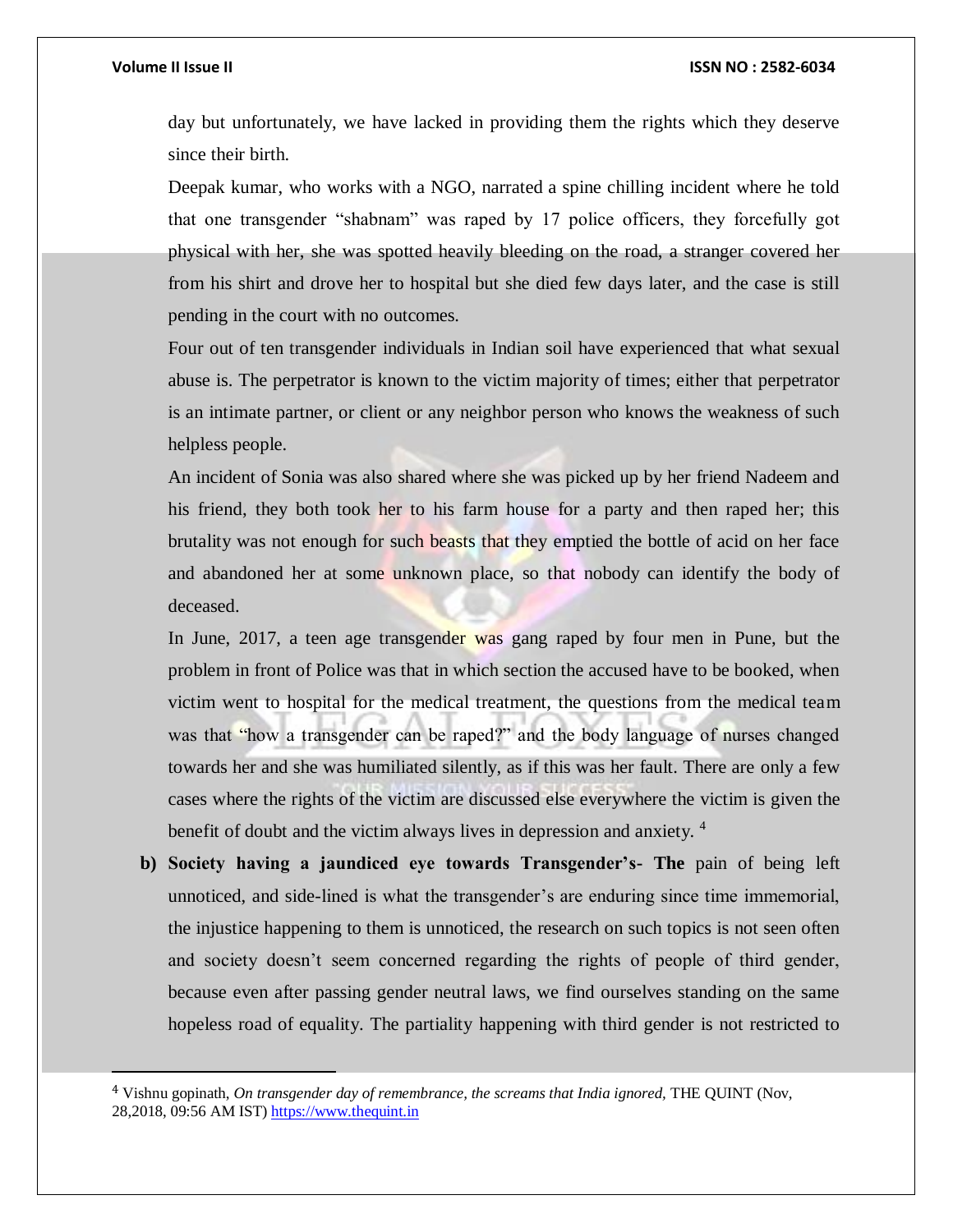day but unfortunately, we have lacked in providing them the rights which they deserve since their birth.

Deepak kumar, who works with a NGO, narrated a spine chilling incident where he told that one transgender "shabnam" was raped by 17 police officers, they forcefully got physical with her, she was spotted heavily bleeding on the road, a stranger covered her from his shirt and drove her to hospital but she died few days later, and the case is still pending in the court with no outcomes.

Four out of ten transgender individuals in Indian soil have experienced that what sexual abuse is. The perpetrator is known to the victim majority of times; either that perpetrator is an intimate partner, or client or any neighbor person who knows the weakness of such helpless people.

An incident of Sonia was also shared where she was picked up by her friend Nadeem and his friend, they both took her to his farm house for a party and then raped her; this brutality was not enough for such beasts that they emptied the bottle of acid on her face and abandoned her at some unknown place, so that nobody can identify the body of deceased.

In June, 2017, a teen age transgender was gang raped by four men in Pune, but the problem in front of Police was that in which section the accused have to be booked, when victim went to hospital for the medical treatment, the questions from the medical team was that "how a transgender can be raped?" and the body language of nurses changed towards her and she was humiliated silently, as if this was her fault. There are only a few cases where the rights of the victim are discussed else everywhere the victim is given the benefit of doubt and the victim always lives in depression and anxiety. [4]

**b) Society having a jaundiced eye towards Transgender's- The** pain of being left unnoticed, and side-lined is what the transgender's are enduring since time immemorial, the injustice happening to them is unnoticed, the research on such topics is not seen often and society doesn't seem concerned regarding the rights of people of third gender, because even after passing gender neutral laws, we find ourselves standing on the same hopeless road of equality. The partiality happening with third gender is not restricted to

---

[4] Vishnu gopinath, *On transgender day of remembrance, the screams that India ignored,* THE QUINT (Nov, 28,2018, 09:56 AM IST) https://www.thequint.in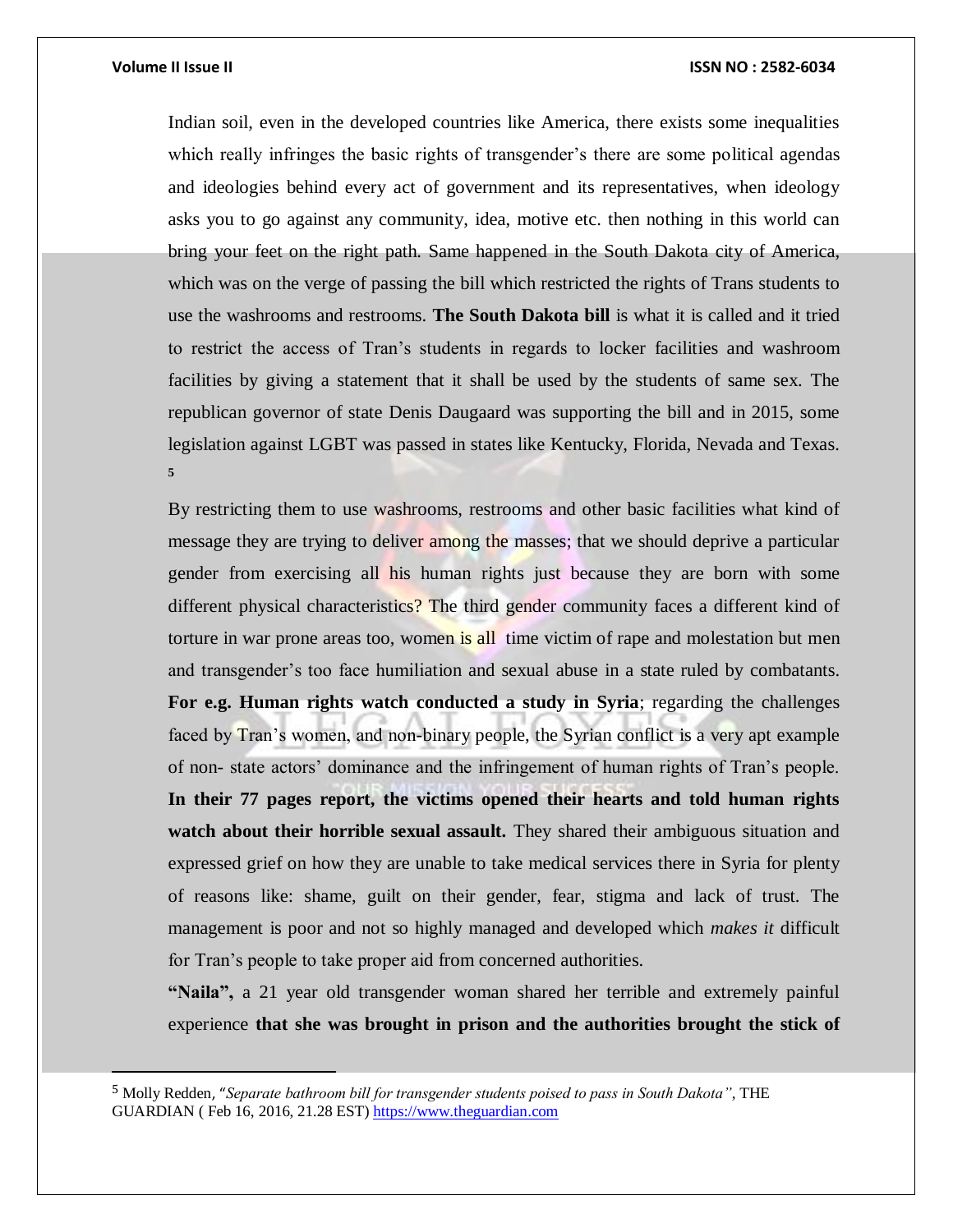Indian soil, even in the developed countries like America, there exists some inequalities which really infringes the basic rights of transgender's there are some political agendas and ideologies behind every act of government and its representatives, when ideology asks you to go against any community, idea, motive etc. then nothing in this world can bring your feet on the right path. Same happened in the South Dakota city of America, which was on the verge of passing the bill which restricted the rights of Trans students to use the washrooms and restrooms. **The South Dakota bill** is what it is called and it tried to restrict the access of Tran's students in regards to locker facilities and washroom facilities by giving a statement that it shall be used by the students of same sex. The republican governor of state Denis Daugaard was supporting the bill and in 2015, some legislation against LGBT was passed in states like Kentucky, Florida, Nevada and Texas. [5]

By restricting them to use washrooms, restrooms and other basic facilities what kind of message they are trying to deliver among the masses; that we should deprive a particular gender from exercising all his human rights just because they are born with some different physical characteristics? The third gender community faces a different kind of torture in war prone areas too, women is all time victim of rape and molestation but men and transgender's too face humiliation and sexual abuse in a state ruled by combatants. **For e.g. Human rights watch conducted a study in Syria**; regarding the challenges faced by Tran's women, and non-binary people, the Syrian conflict is a very apt example of non- state actors' dominance and the infringement of human rights of Tran's people. **In their 77 pages report, the victims opened their hearts and told human rights watch about their horrible sexual assault.** They shared their ambiguous situation and expressed grief on how they are unable to take medical services there in Syria for plenty of reasons like: shame, guilt on their gender, fear, stigma and lack of trust. The management is poor and not so highly managed and developed which *makes it* difficult for Tran's people to take proper aid from concerned authorities.

**"Naila",** a 21 year old transgender woman shared her terrible and extremely painful experience **that she was brought in prison and the authorities brought the stick of**

---

[5] Molly Redden, *"Separate bathroom bill for transgender students poised to pass in South Dakota"*, THE GUARDIAN ( Feb 16, 2016, 21.28 EST) https://www.theguardian.com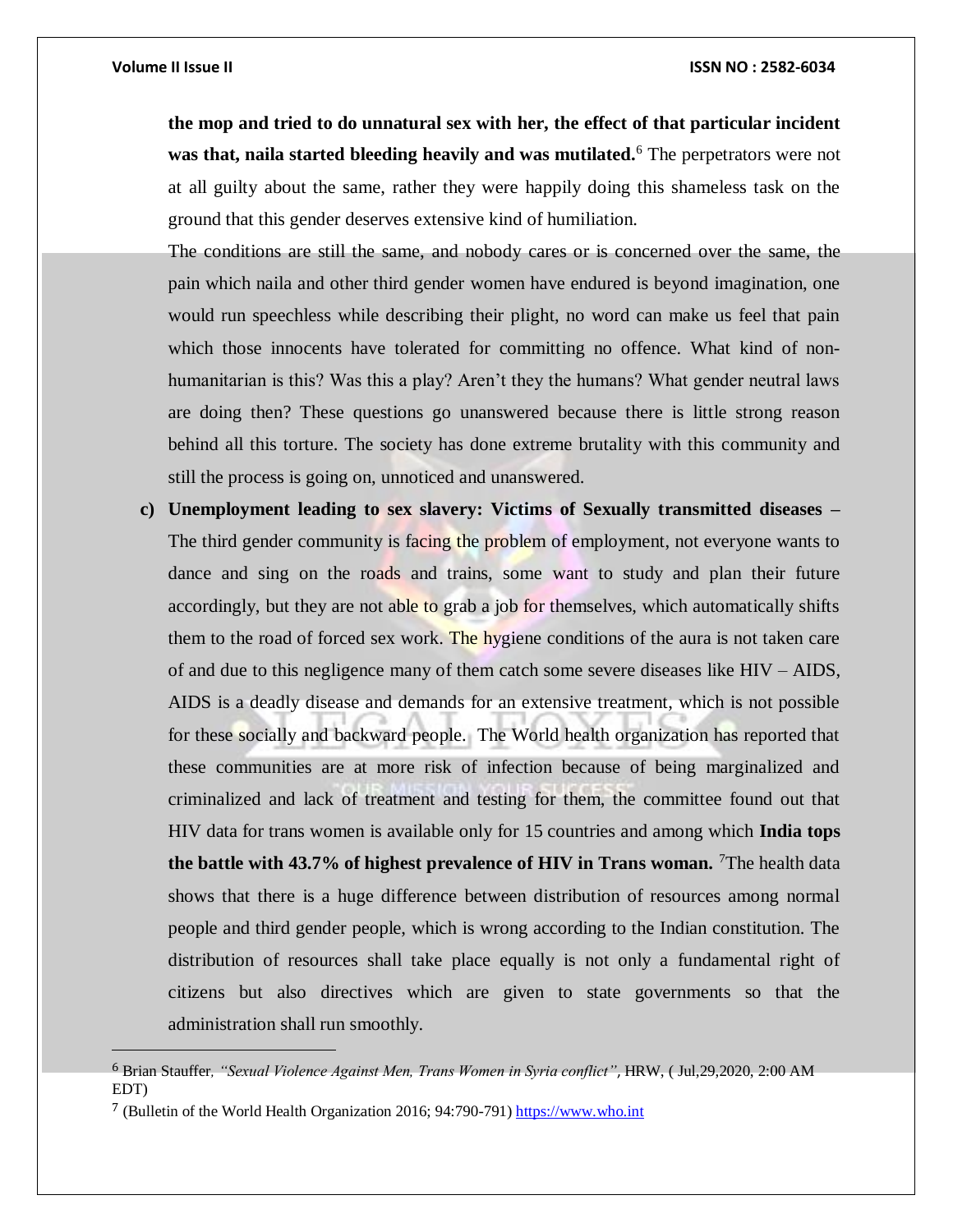**the mop and tried to do unnatural sex with her, the effect of that particular incident was that, naila started bleeding heavily and was mutilated.**[6] The perpetrators were not at all guilty about the same, rather they were happily doing this shameless task on the ground that this gender deserves extensive kind of humiliation.

The conditions are still the same, and nobody cares or is concerned over the same, the pain which naila and other third gender women have endured is beyond imagination, one would run speechless while describing their plight, no word can make us feel that pain which those innocents have tolerated for committing no offence. What kind of non-humanitarian is this? Was this a play? Aren't they the humans? What gender neutral laws are doing then? These questions go unanswered because there is little strong reason behind all this torture. The society has done extreme brutality with this community and still the process is going on, unnoticed and unanswered.

c) **Unemployment leading to sex slavery: Victims of Sexually transmitted diseases –** The third gender community is facing the problem of employment, not everyone wants to dance and sing on the roads and trains, some want to study and plan their future accordingly, but they are not able to grab a job for themselves, which automatically shifts them to the road of forced sex work. The hygiene conditions of the aura is not taken care of and due to this negligence many of them catch some severe diseases like HIV – AIDS, AIDS is a deadly disease and demands for an extensive treatment, which is not possible for these socially and backward people. The World health organization has reported that these communities are at more risk of infection because of being marginalized and criminalized and lack of treatment and testing for them, the committee found out that HIV data for trans women is available only for 15 countries and among which **India tops the battle with 43.7% of highest prevalence of HIV in Trans woman.** [7]The health data shows that there is a huge difference between distribution of resources among normal people and third gender people, which is wrong according to the Indian constitution. The distribution of resources shall take place equally is not only a fundamental right of citizens but also directives which are given to state governments so that the administration shall run smoothly.

---

[6] Brian Stauffer, *"Sexual Violence Against Men, Trans Women in Syria conflict"*, HRW, ( Jul,29,2020, 2:00 AM EDT)

[7] (Bulletin of the World Health Organization 2016; 94:790-791) https://www.who.int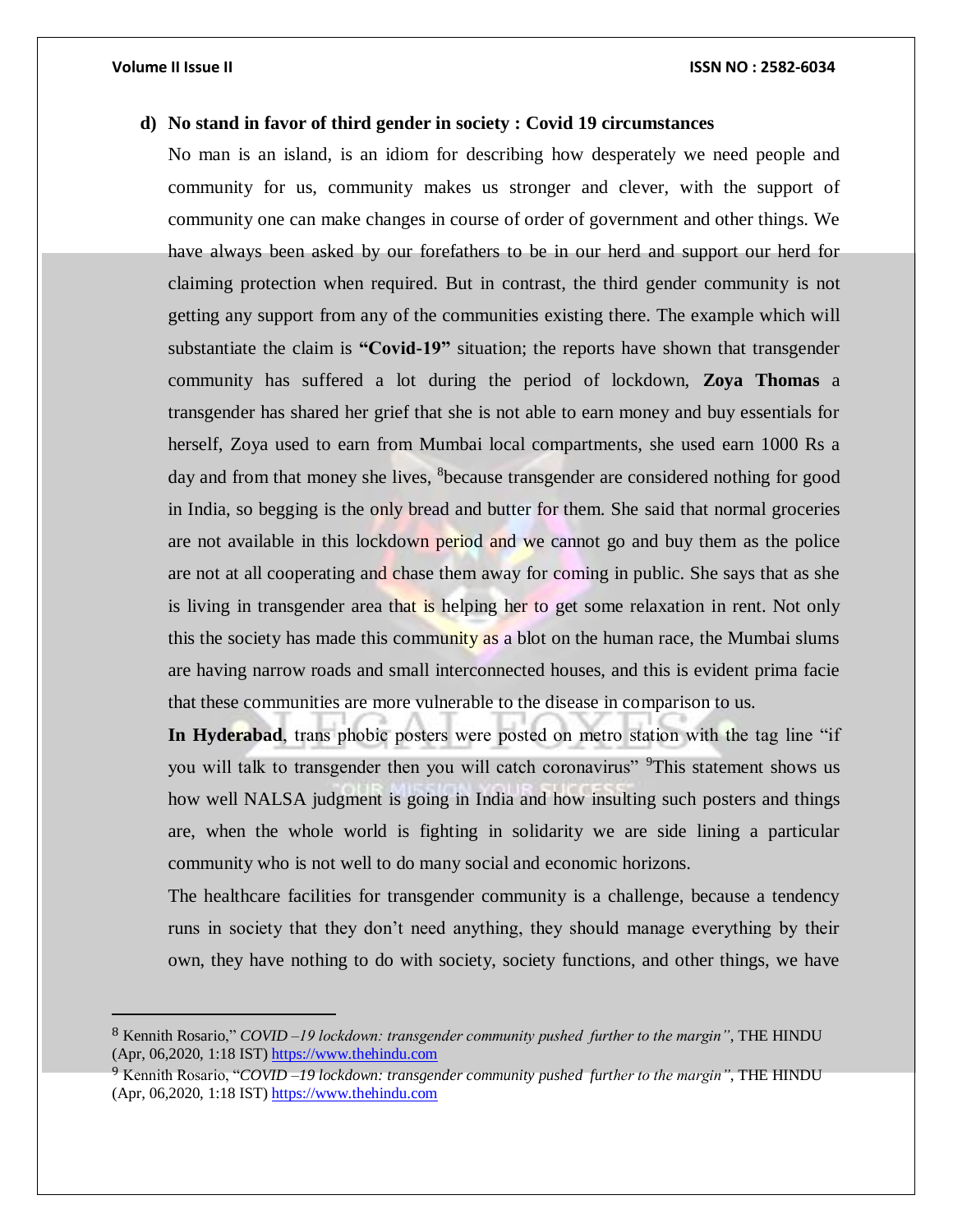**d) No stand in favor of third gender in society : Covid 19 circumstances**

No man is an island, is an idiom for describing how desperately we need people and community for us, community makes us stronger and clever, with the support of community one can make changes in course of order of government and other things. We have always been asked by our forefathers to be in our herd and support our herd for claiming protection when required. But in contrast, the third gender community is not getting any support from any of the communities existing there. The example which will substantiate the claim is **"Covid-19"** situation; the reports have shown that transgender community has suffered a lot during the period of lockdown, **Zoya Thomas** a transgender has shared her grief that she is not able to earn money and buy essentials for herself, Zoya used to earn from Mumbai local compartments, she used earn 1000 Rs a day and from that money she lives, [8]because transgender are considered nothing for good in India, so begging is the only bread and butter for them. She said that normal groceries are not available in this lockdown period and we cannot go and buy them as the police are not at all cooperating and chase them away for coming in public. She says that as she is living in transgender area that is helping her to get some relaxation in rent. Not only this the society has made this community as a blot on the human race, the Mumbai slums are having narrow roads and small interconnected houses, and this is evident prima facie that these communities are more vulnerable to the disease in comparison to us.

**In Hyderabad**, trans phobic posters were posted on metro station with the tag line "if you will talk to transgender then you will catch coronavirus" [9]This statement shows us how well NALSA judgment is going in India and how insulting such posters and things are, when the whole world is fighting in solidarity we are side lining a particular community who is not well to do many social and economic horizons.

The healthcare facilities for transgender community is a challenge, because a tendency runs in society that they don't need anything, they should manage everything by their own, they have nothing to do with society, society functions, and other things, we have

---

[8] Kennith Rosario," *COVID –19 lockdown: transgender community pushed further to the margin"*, THE HINDU (Apr, 06,2020, 1:18 IST) https://www.thehindu.com

[9] Kennith Rosario, "*COVID –19 lockdown: transgender community pushed further to the margin"*, THE HINDU (Apr, 06,2020, 1:18 IST) https://www.thehindu.com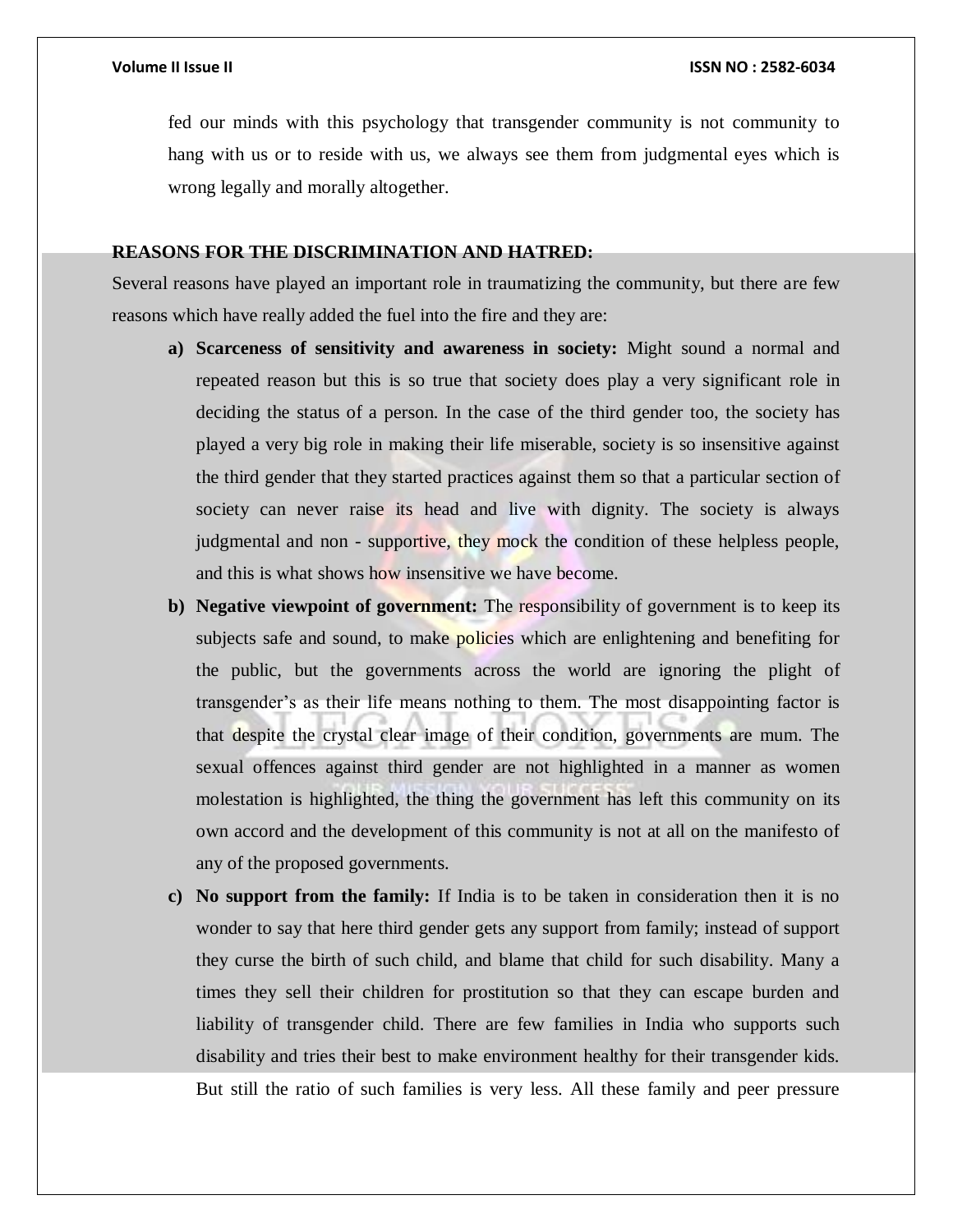fed our minds with this psychology that transgender community is not community to hang with us or to reside with us, we always see them from judgmental eyes which is wrong legally and morally altogether.

**REASONS FOR THE DISCRIMINATION AND HATRED:**

Several reasons have played an important role in traumatizing the community, but there are few reasons which have really added the fuel into the fire and they are:

a) **Scarceness of sensitivity and awareness in society:** Might sound a normal and repeated reason but this is so true that society does play a very significant role in deciding the status of a person. In the case of the third gender too, the society has played a very big role in making their life miserable, society is so insensitive against the third gender that they started practices against them so that a particular section of society can never raise its head and live with dignity. The society is always judgmental and non - supportive, they mock the condition of these helpless people, and this is what shows how insensitive we have become.

b) **Negative viewpoint of government:** The responsibility of government is to keep its subjects safe and sound, to make policies which are enlightening and benefiting for the public, but the governments across the world are ignoring the plight of transgender's as their life means nothing to them. The most disappointing factor is that despite the crystal clear image of their condition, governments are mum. The sexual offences against third gender are not highlighted in a manner as women molestation is highlighted, the thing the government has left this community on its own accord and the development of this community is not at all on the manifesto of any of the proposed governments.

c) **No support from the family:** If India is to be taken in consideration then it is no wonder to say that here third gender gets any support from family; instead of support they curse the birth of such child, and blame that child for such disability. Many a times they sell their children for prostitution so that they can escape burden and liability of transgender child. There are few families in India who supports such disability and tries their best to make environment healthy for their transgender kids. But still the ratio of such families is very less. All these family and peer pressure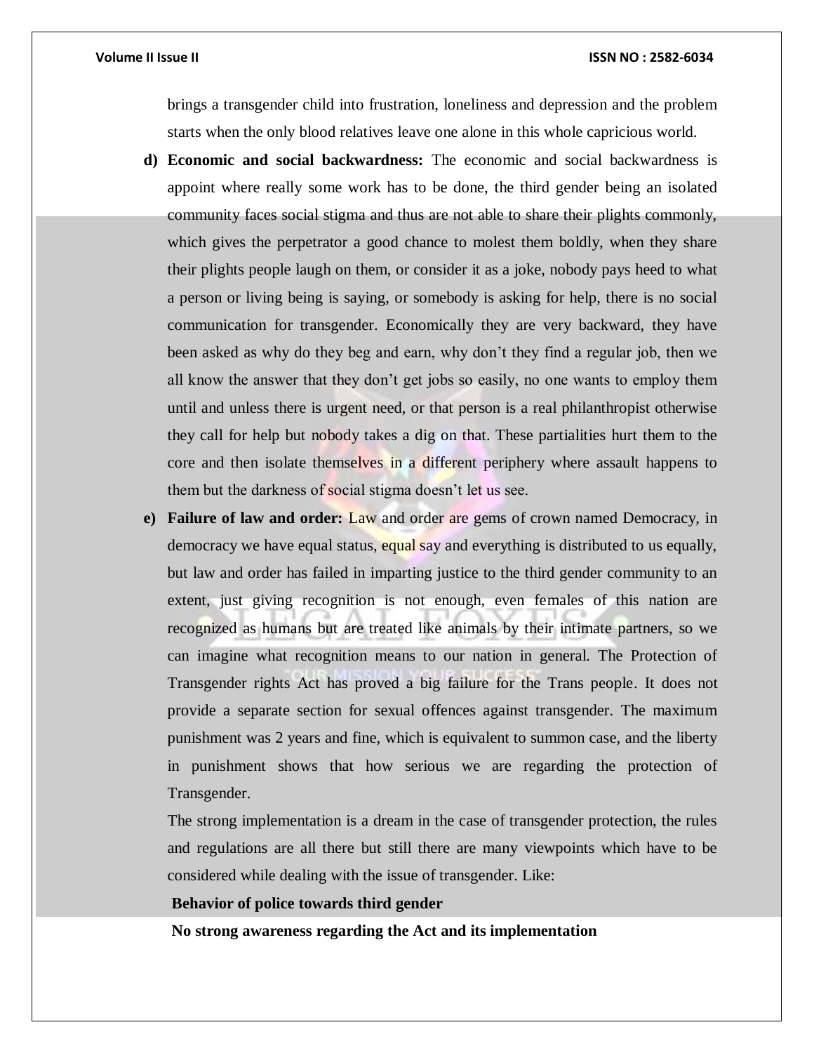brings a transgender child into frustration, loneliness and depression and the problem starts when the only blood relatives leave one alone in this whole capricious world.

d) **Economic and social backwardness:** The economic and social backwardness is appoint where really some work has to be done, the third gender being an isolated community faces social stigma and thus are not able to share their plights commonly, which gives the perpetrator a good chance to molest them boldly, when they share their plights people laugh on them, or consider it as a joke, nobody pays heed to what a person or living being is saying, or somebody is asking for help, there is no social communication for transgender. Economically they are very backward, they have been asked as why do they beg and earn, why don't they find a regular job, then we all know the answer that they don't get jobs so easily, no one wants to employ them until and unless there is urgent need, or that person is a real philanthropist otherwise they call for help but nobody takes a dig on that. These partialities hurt them to the core and then isolate themselves in a different periphery where assault happens to them but the darkness of social stigma doesn't let us see.

e) **Failure of law and order:** Law and order are gems of crown named Democracy, in democracy we have equal status, equal say and everything is distributed to us equally, but law and order has failed in imparting justice to the third gender community to an extent, just giving recognition is not enough, even females of this nation are recognized as humans but are treated like animals by their intimate partners, so we can imagine what recognition means to our nation in general. The Protection of Transgender rights Act has proved a big failure for the Trans people. It does not provide a separate section for sexual offences against transgender. The maximum punishment was 2 years and fine, which is equivalent to summon case, and the liberty in punishment shows that how serious we are regarding the protection of Transgender.

The strong implementation is a dream in the case of transgender protection, the rules and regulations are all there but still there are many viewpoints which have to be considered while dealing with the issue of transgender. Like:

**Behavior of police towards third gender**

**No strong awareness regarding the Act and its implementation**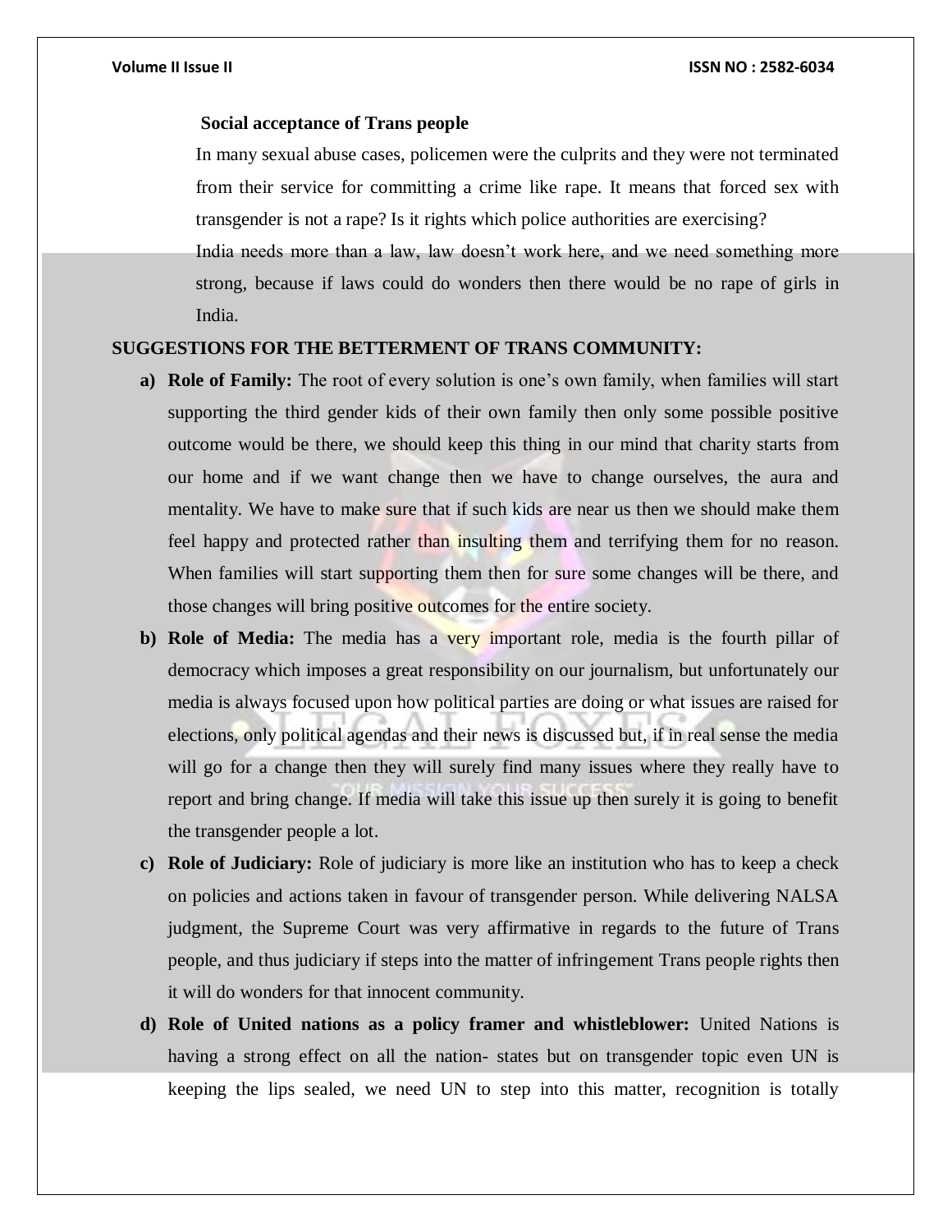**Social acceptance of Trans people**

In many sexual abuse cases, policemen were the culprits and they were not terminated from their service for committing a crime like rape. It means that forced sex with transgender is not a rape? Is it rights which police authorities are exercising?

India needs more than a law, law doesn't work here, and we need something more strong, because if laws could do wonders then there would be no rape of girls in India.

**SUGGESTIONS FOR THE BETTERMENT OF TRANS COMMUNITY:**

a) **Role of Family:** The root of every solution is one's own family, when families will start supporting the third gender kids of their own family then only some possible positive outcome would be there, we should keep this thing in our mind that charity starts from our home and if we want change then we have to change ourselves, the aura and mentality. We have to make sure that if such kids are near us then we should make them feel happy and protected rather than insulting them and terrifying them for no reason. When families will start supporting them then for sure some changes will be there, and those changes will bring positive outcomes for the entire society.

b) **Role of Media:** The media has a very important role, media is the fourth pillar of democracy which imposes a great responsibility on our journalism, but unfortunately our media is always focused upon how political parties are doing or what issues are raised for elections, only political agendas and their news is discussed but, if in real sense the media will go for a change then they will surely find many issues where they really have to report and bring change. If media will take this issue up then surely it is going to benefit the transgender people a lot.

c) **Role of Judiciary:** Role of judiciary is more like an institution who has to keep a check on policies and actions taken in favour of transgender person. While delivering NALSA judgment, the Supreme Court was very affirmative in regards to the future of Trans people, and thus judiciary if steps into the matter of infringement Trans people rights then it will do wonders for that innocent community.

d) **Role of United nations as a policy framer and whistleblower:** United Nations is having a strong effect on all the nation- states but on transgender topic even UN is keeping the lips sealed, we need UN to step into this matter, recognition is totally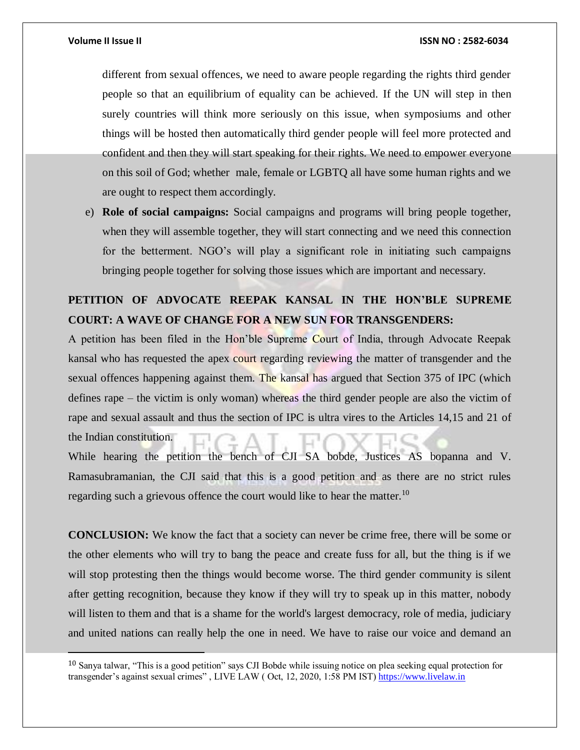different from sexual offences, we need to aware people regarding the rights third gender people so that an equilibrium of equality can be achieved. If the UN will step in then surely countries will think more seriously on this issue, when symposiums and other things will be hosted then automatically third gender people will feel more protected and confident and then they will start speaking for their rights. We need to empower everyone on this soil of God; whether male, female or LGBTQ all have some human rights and we are ought to respect them accordingly.

e) **Role of social campaigns:** Social campaigns and programs will bring people together, when they will assemble together, they will start connecting and we need this connection for the betterment. NGO's will play a significant role in initiating such campaigns bringing people together for solving those issues which are important and necessary.

**PETITION OF ADVOCATE REEPAK KANSAL IN THE HON'BLE SUPREME COURT: A WAVE OF CHANGE FOR A NEW SUN FOR TRANSGENDERS:**

A petition has been filed in the Hon'ble Supreme Court of India, through Advocate Reepak kansal who has requested the apex court regarding reviewing the matter of transgender and the sexual offences happening against them. The kansal has argued that Section 375 of IPC (which defines rape – the victim is only woman) whereas the third gender people are also the victim of rape and sexual assault and thus the section of IPC is ultra vires to the Articles 14,15 and 21 of the Indian constitution.

While hearing the petition the bench of CJI SA bobde, Justices AS bopanna and V. Ramasubramanian, the CJI said that this is a good petition and as there are no strict rules regarding such a grievous offence the court would like to hear the matter.[10]

**CONCLUSION:** We know the fact that a society can never be crime free, there will be some or the other elements who will try to bang the peace and create fuss for all, but the thing is if we will stop protesting then the things would become worse. The third gender community is silent after getting recognition, because they know if they will try to speak up in this matter, nobody will listen to them and that is a shame for the world's largest democracy, role of media, judiciary and united nations can really help the one in need. We have to raise our voice and demand an

---

[10] Sanya talwar, "This is a good petition" says CJI Bobde while issuing notice on plea seeking equal protection for transgender's against sexual crimes" , LIVE LAW ( Oct, 12, 2020, 1:58 PM IST) https://www.livelaw.in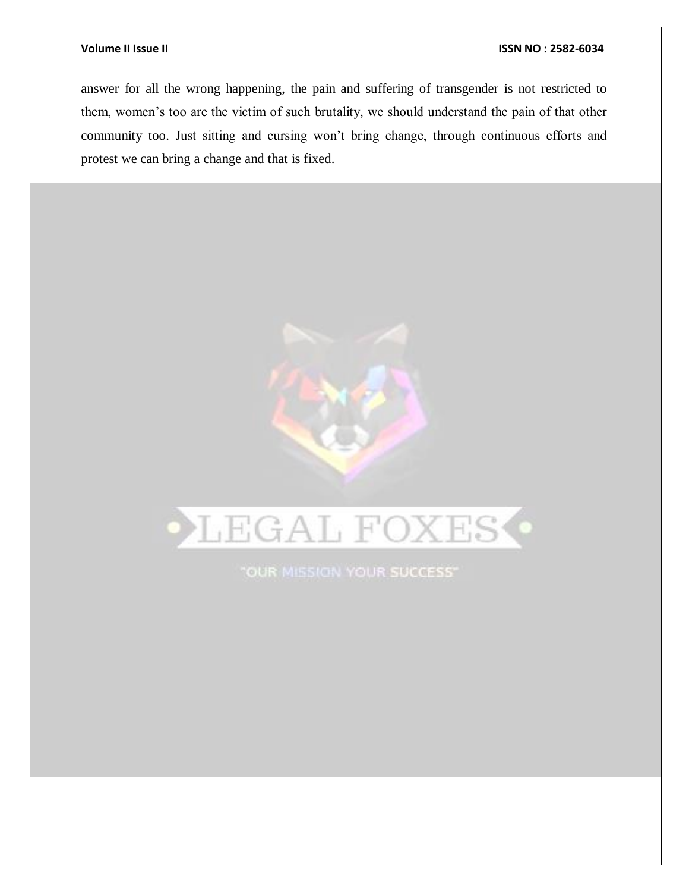answer for all the wrong happening, the pain and suffering of transgender is not restricted to them, women's too are the victim of such brutality, we should understand the pain of that other community too. Just sitting and cursing won't bring change, through continuous efforts and protest we can bring a change and that is fixed.